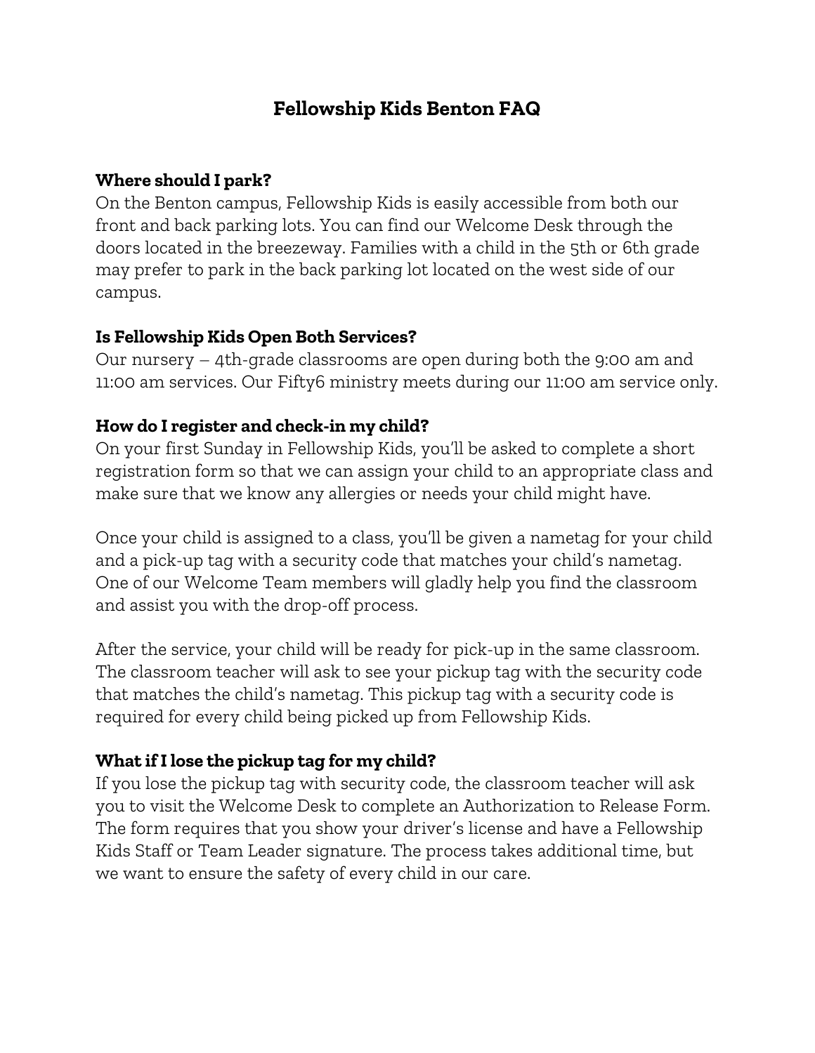# Fellowship Kids Benton FAQ

### Where should I park?

On the Benton campus, Fellowship Kids is easily accessible from both our front and back parking lots. You can find our Welcome Desk through the doors located in the breezeway. Families with a child in the 5th or 6th grade may prefer to park in the back parking lot located on the west side of our campus.

### Is Fellowship Kids Open Both Services?

Our nursery – 4th-grade classrooms are open during both the 9:00 am and 11:00 am services. Our Fifty6 ministry meets during our 11:00 am service only.

### How do I register and check-in my child?

On your first Sunday in Fellowship Kids, you'll be asked to complete a short registration form so that we can assign your child to an appropriate class and make sure that we know any allergies or needs your child might have.

Once your child is assigned to a class, you'll be given a nametag for your child and a pick-up tag with a security code that matches your child's nametag. One of our Welcome Team members will gladly help you find the classroom and assist you with the drop-off process.

After the service, your child will be ready for pick-up in the same classroom. The classroom teacher will ask to see your pickup tag with the security code that matches the child's nametag. This pickup tag with a security code is required for every child being picked up from Fellowship Kids.

### What if I lose the pickup tag for my child?

If you lose the pickup tag with security code, the classroom teacher will ask you to visit the Welcome Desk to complete an Authorization to Release Form. The form requires that you show your driver's license and have a Fellowship Kids Staff or Team Leader signature. The process takes additional time, but we want to ensure the safety of every child in our care.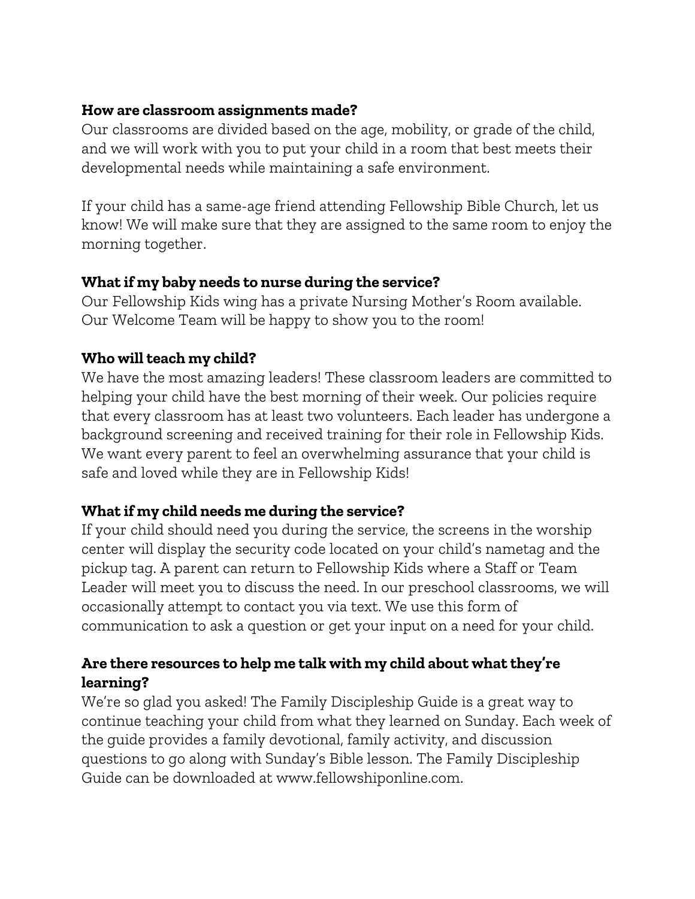**How are classroom assignments made?**

Our classrooms are divided based on the age, mobility, or grade of the child, and we will work with you to put your child in a room that best meets their developmental needs while maintaining a safe environment.

If your child has a same-age friend attending Fellowship Bible Church, let us know! We will make sure that they are assigned to the same room to enjoy the morning together.

**What if my baby needs to nurse during the service?**

Our Fellowship Kids wing has a private Nursing Mother's Room available. Our Welcome Team will be happy to show you to the room!

**Who will teach my child?**

We have the most amazing leaders! These classroom leaders are committed to helping your child have the best morning of their week. Our policies require that every classroom has at least two volunteers. Each leader has undergone a background screening and received training for their role in Fellowship Kids. We want every parent to feel an overwhelming assurance that your child is safe and loved while they are in Fellowship Kids!

**What if my child needs me during the service?**

If your child should need you during the service, the screens in the worship center will display the security code located on your child's nametag and the pickup tag. A parent can return to Fellowship Kids where a Staff or Team Leader will meet you to discuss the need. In our preschool classrooms, we will occasionally attempt to contact you via text. We use this form of communication to ask a question or get your input on a need for your child.

**Are there resources to help me talk with my child about what they're learning?**

We're so glad you asked! The Family Discipleship Guide is a great way to continue teaching your child from what they learned on Sunday. Each week of the guide provides a family devotional, family activity, and discussion questions to go along with Sunday's Bible lesson. The Family Discipleship Guide can be downloaded at www.fellowshiponline.com.